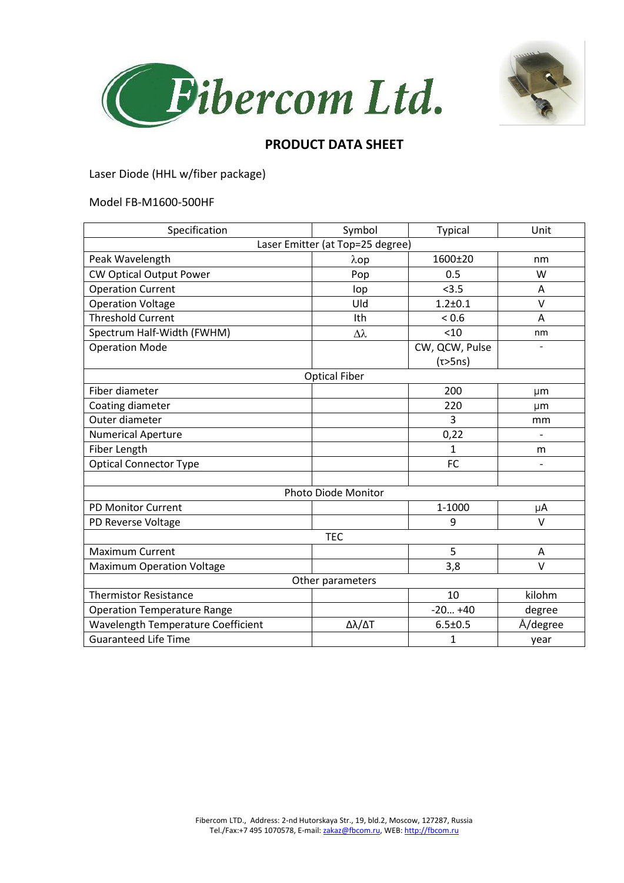# Fibercom Ltd.

## PRODUCT DATA SHEET

Laser Diode (HHL w/fiber package)

Model FB-M1600-500HF

| Specification | Symbol | Typical | Unit |
|---|---|---|---|
| Laser Emitter (at Top=25 degree) | | | |
| Peak Wavelength | λop | 1600±20 | nm |
| CW Optical Output Power | Pop | 0.5 | W |
| Operation Current | Iop | <3.5 | A |
| Operation Voltage | Uld | 1.2±0.1 | V |
| Threshold Current | Ith | < 0.6 | A |
| Spectrum Half-Width (FWHM) | Δλ | <10 | nm |
| Operation Mode | | CW, QCW, Pulse (τ>5ns) | - |
| Optical Fiber | | | |
| Fiber diameter | | 200 | μm |
| Coating diameter | | 220 | μm |
| Outer diameter | | 3 | mm |
| Numerical Aperture | | 0,22 | - |
| Fiber Length | | 1 | m |
| Optical Connector Type | | FC | - |
| | | | |
| Photo Diode Monitor | | | |
| PD Monitor Current | | 1-1000 | μA |
| PD Reverse Voltage | | 9 | V |
| TEC | | | |
| Maximum Current | | 5 | A |
| Maximum Operation Voltage | | 3,8 | V |
| Other parameters | | | |
| Thermistor Resistance | | 10 | kilohm |
| Operation Temperature Range | | -20… +40 | degree |
| Wavelength Temperature Coefficient | Δλ/ΔT | 6.5±0.5 | Å/degree |
| Guaranteed Life Time | | 1 | year |

Fibercom LTD., Address: 2-nd Hutorskaya Str., 19, bld.2, Moscow, 127287, Russia
Tel./Fax:+7 495 1070578, E-mail: zakaz@fbcom.ru, WEB: http://fbcom.ru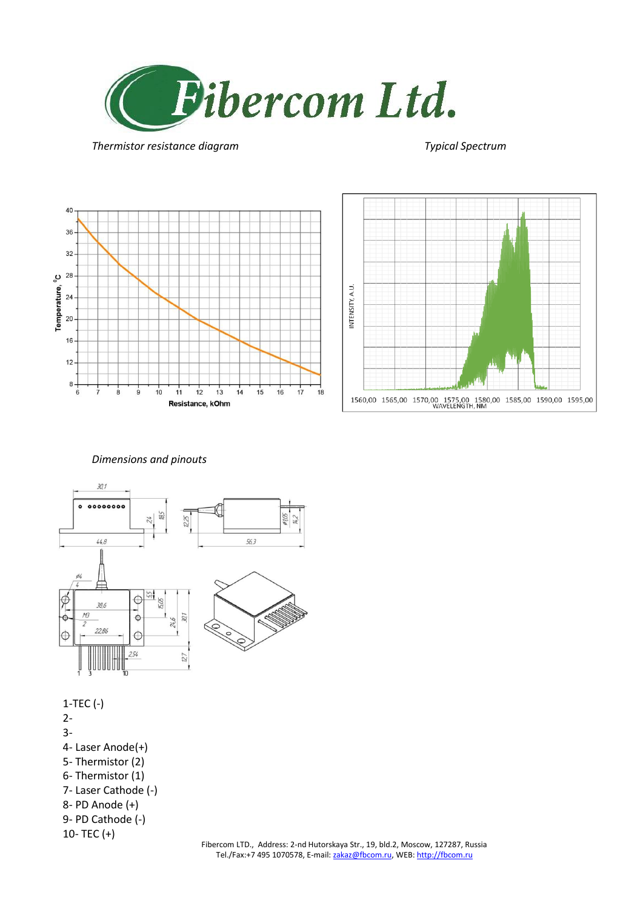*Thermistor resistance diagram*

40
36
32
28
24
20
16
12
8

Temperature, °C

6 7 8 9 10 11 12 13 14 15 16 17 18

Resistance, kOhm

*Typical Spectrum*

INTENSITY, A.U.

1560,00 1565,00 1570,00 1575,00 1580,00 1585,00 1590,00 1595,00

WAVELENGTH, NM

*Dimensions and pinouts*

30,1
44,8
24
18,5
12,25
56,3
ø1,05
14,2
ø4
4
38,6
M3
2
22,86
5,5
15,05
24,6
30,1
2,54
12,7
1 3 10

1-TEC (-)
2-
3-
4- Laser Anode(+)
5- Thermistor (2)
6- Thermistor (1)
7- Laser Cathode (-)
8- PD Anode (+)
9- PD Cathode (-)
10- TEC (+)

Fibercom LTD., Address: 2-nd Hutorskaya Str., 19, bld.2, Moscow, 127287, Russia
Tel./Fax:+7 495 1070578, E-mail: zakaz@fbcom.ru, WEB: http://fbcom.ru